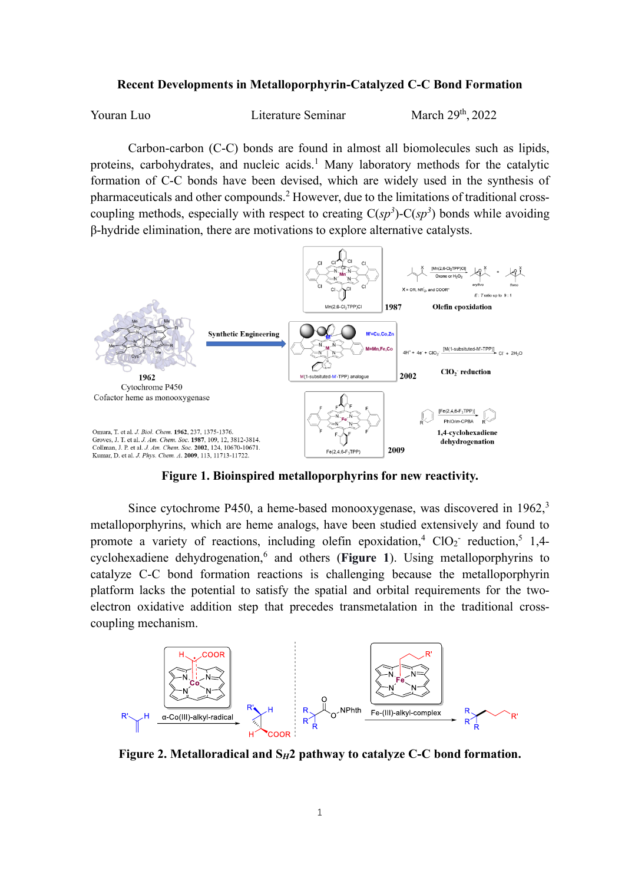**Recent Developments in Metalloporphyrin-Catalyzed C-C Bond Formation**

Youran Luo    Literature Seminar    March 29th, 2022

Carbon-carbon (C-C) bonds are found in almost all biomolecules such as lipids, proteins, carbohydrates, and nucleic acids.[1] Many laboratory methods for the catalytic formation of C-C bonds have been devised, which are widely used in the synthesis of pharmaceuticals and other compounds.[2] However, due to the limitations of traditional cross-coupling methods, especially with respect to creating C($sp^3$)-C($sp^3$) bonds while avoiding β-hydride elimination, there are motivations to explore alternative catalysts.

**Figure 1. Bioinspired metalloporphyrins for new reactivity.**

Since cytochrome P450, a heme-based monooxygenase, was discovered in 1962,[3] metalloporphyrins, which are heme analogs, have been studied extensively and found to promote a variety of reactions, including olefin epoxidation,[4] $ClO_2^-$ reduction,[5] 1,4-cyclohexadiene dehydrogenation,[6] and others (**Figure 1**). Using metalloporphyrins to catalyze C-C bond formation reactions is challenging because the metalloporphyrin platform lacks the potential to satisfy the spatial and orbital requirements for the two-electron oxidative addition step that precedes transmetalation in the traditional cross-coupling mechanism.

**Figure 2. Metalloradical and S$_H$2 pathway to catalyze C-C bond formation.**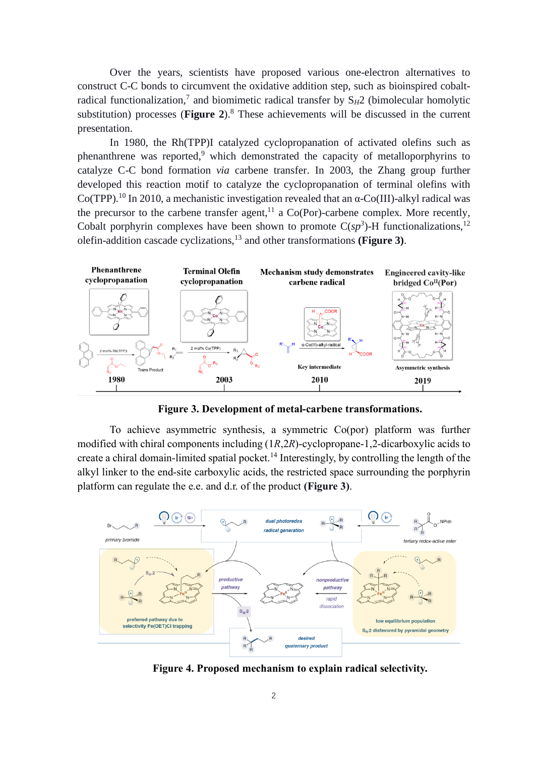Over the years, scientists have proposed various one-electron alternatives to construct C-C bonds to circumvent the oxidative addition step, such as bioinspired cobalt-radical functionalization,[7] and biomimetic radical transfer by $S_H2$ (bimolecular homolytic substitution) processes (**Figure 2**).[8] These achievements will be discussed in the current presentation.

In 1980, the Rh(TPP)I catalyzed cyclopropanation of activated olefins such as phenanthrene was reported,[9] which demonstrated the capacity of metalloporphyrins to catalyze C-C bond formation *via* carbene transfer. In 2003, the Zhang group further developed this reaction motif to catalyze the cyclopropanation of terminal olefins with Co(TPP).[10] In 2010, a mechanistic investigation revealed that an α-Co(III)-alkyl radical was the precursor to the carbene transfer agent,[11] a Co(Por)-carbene complex. More recently, Cobalt porphyrin complexes have been shown to promote C($sp^3$)-H functionalizations,[12] olefin-addition cascade cyclizations,[13] and other transformations **(Figure 3)**.

**Figure 3. Development of metal-carbene transformations.**

To achieve asymmetric synthesis, a symmetric Co(por) platform was further modified with chiral components including (1*R*,2*R*)-cyclopropane-1,2-dicarboxylic acids to create a chiral domain-limited spatial pocket.[14] Interestingly, by controlling the length of the alkyl linker to the end-site carboxylic acids, the restricted space surrounding the porphyrin platform can regulate the e.e. and d.r. of the product **(Figure 3)**.

**Figure 4. Proposed mechanism to explain radical selectivity.**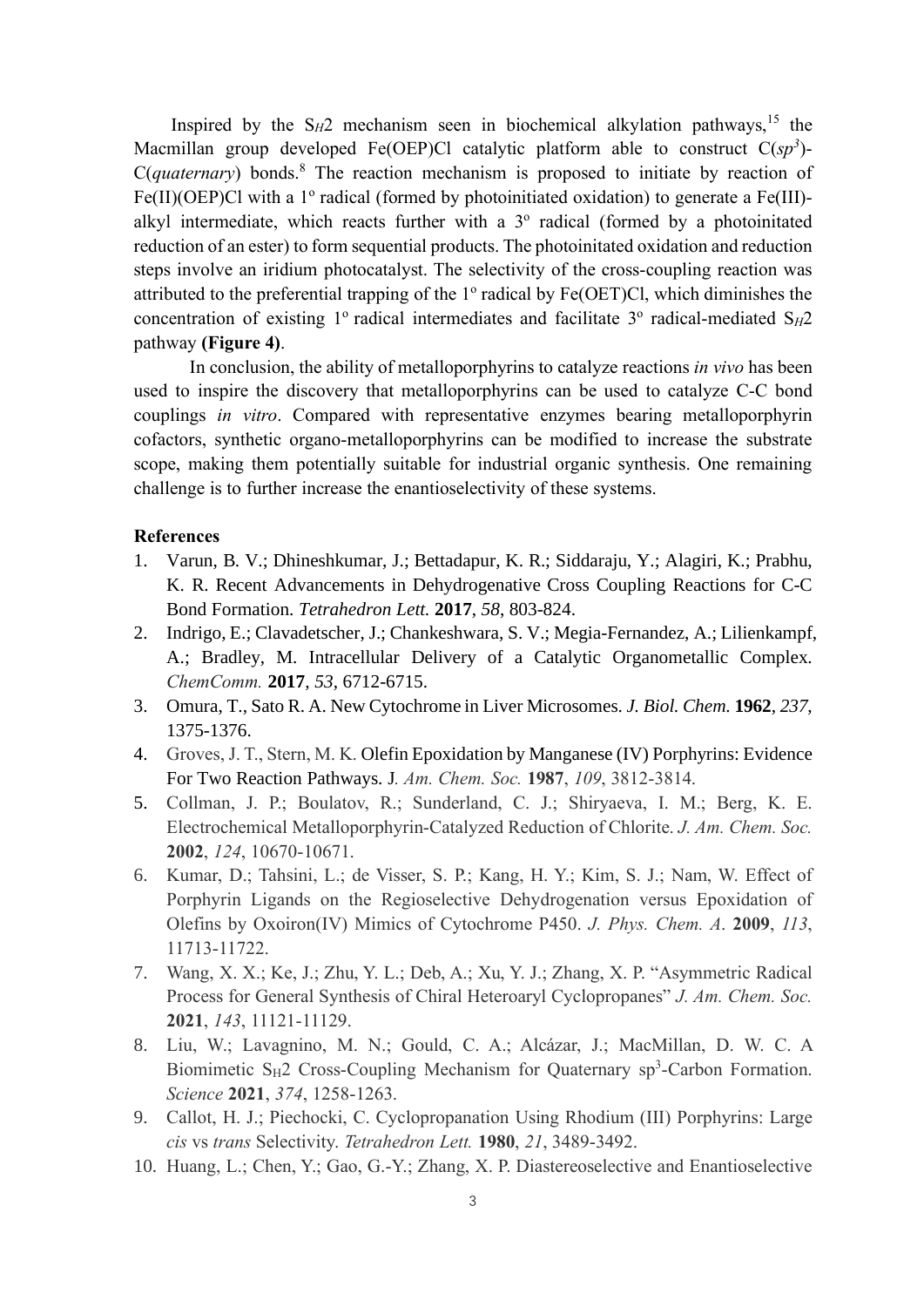Inspired by the $S_H2$ mechanism seen in biochemical alkylation pathways,[15] the Macmillan group developed Fe(OEP)Cl catalytic platform able to construct C(*sp*$^3$)-C(*quaternary*) bonds.[8] The reaction mechanism is proposed to initiate by reaction of Fe(II)(OEP)Cl with a 1º radical (formed by photoinitiated oxidation) to generate a Fe(III)-alkyl intermediate, which reacts further with a 3º radical (formed by a photoinitated reduction of an ester) to form sequential products. The photoinitated oxidation and reduction steps involve an iridium photocatalyst. The selectivity of the cross-coupling reaction was attributed to the preferential trapping of the 1º radical by Fe(OET)Cl, which diminishes the concentration of existing 1º radical intermediates and facilitate 3º radical-mediated $S_H2$ pathway **(Figure 4)**.

In conclusion, the ability of metalloporphyrins to catalyze reactions *in vivo* has been used to inspire the discovery that metalloporphyrins can be used to catalyze C-C bond couplings *in vitro*. Compared with representative enzymes bearing metalloporphyrin cofactors, synthetic organo-metalloporphyrins can be modified to increase the substrate scope, making them potentially suitable for industrial organic synthesis. One remaining challenge is to further increase the enantioselectivity of these systems.

**References**

1. Varun, B. V.; Dhineshkumar, J.; Bettadapur, K. R.; Siddaraju, Y.; Alagiri, K.; Prabhu, K. R. Recent Advancements in Dehydrogenative Cross Coupling Reactions for C-C Bond Formation. *Tetrahedron Lett.* **2017**, *58*, 803-824.
2. Indrigo, E.; Clavadetscher, J.; Chankeshwara, S. V.; Megia-Fernandez, A.; Lilienkampf, A.; Bradley, M. Intracellular Delivery of a Catalytic Organometallic Complex. *ChemComm.* **2017**, *53*, 6712-6715.
3. Omura, T., Sato R. A. New Cytochrome in Liver Microsomes. *J. Biol. Chem.* **1962**, *237*, 1375-1376.
4. Groves, J. T., Stern, M. K. Olefin Epoxidation by Manganese (IV) Porphyrins: Evidence For Two Reaction Pathways. *J. Am. Chem. Soc.* **1987**, *109*, 3812-3814.
5. Collman, J. P.; Boulatov, R.; Sunderland, C. J.; Shiryaeva, I. M.; Berg, K. E. Electrochemical Metalloporphyrin-Catalyzed Reduction of Chlorite. *J. Am. Chem. Soc.* **2002**, *124*, 10670-10671.
6. Kumar, D.; Tahsini, L.; de Visser, S. P.; Kang, H. Y.; Kim, S. J.; Nam, W. Effect of Porphyrin Ligands on the Regioselective Dehydrogenation versus Epoxidation of Olefins by Oxoiron(IV) Mimics of Cytochrome P450. *J. Phys. Chem. A*. **2009**, *113*, 11713-11722.
7. Wang, X. X.; Ke, J.; Zhu, Y. L.; Deb, A.; Xu, Y. J.; Zhang, X. P. "Asymmetric Radical Process for General Synthesis of Chiral Heteroaryl Cyclopropanes" *J. Am. Chem. Soc.* **2021**, *143*, 11121-11129.
8. Liu, W.; Lavagnino, M. N.; Gould, C. A.; Alcázar, J.; MacMillan, D. W. C. A Biomimetic $S_H2$ Cross-Coupling Mechanism for Quaternary sp$^3$-Carbon Formation. *Science* **2021**, *374*, 1258-1263.
9. Callot, H. J.; Piechocki, C. Cyclopropanation Using Rhodium (III) Porphyrins: Large *cis* vs *trans* Selectivity. *Tetrahedron Lett.* **1980**, *21*, 3489-3492.
10. Huang, L.; Chen, Y.; Gao, G.-Y.; Zhang, X. P. Diastereoselective and Enantioselective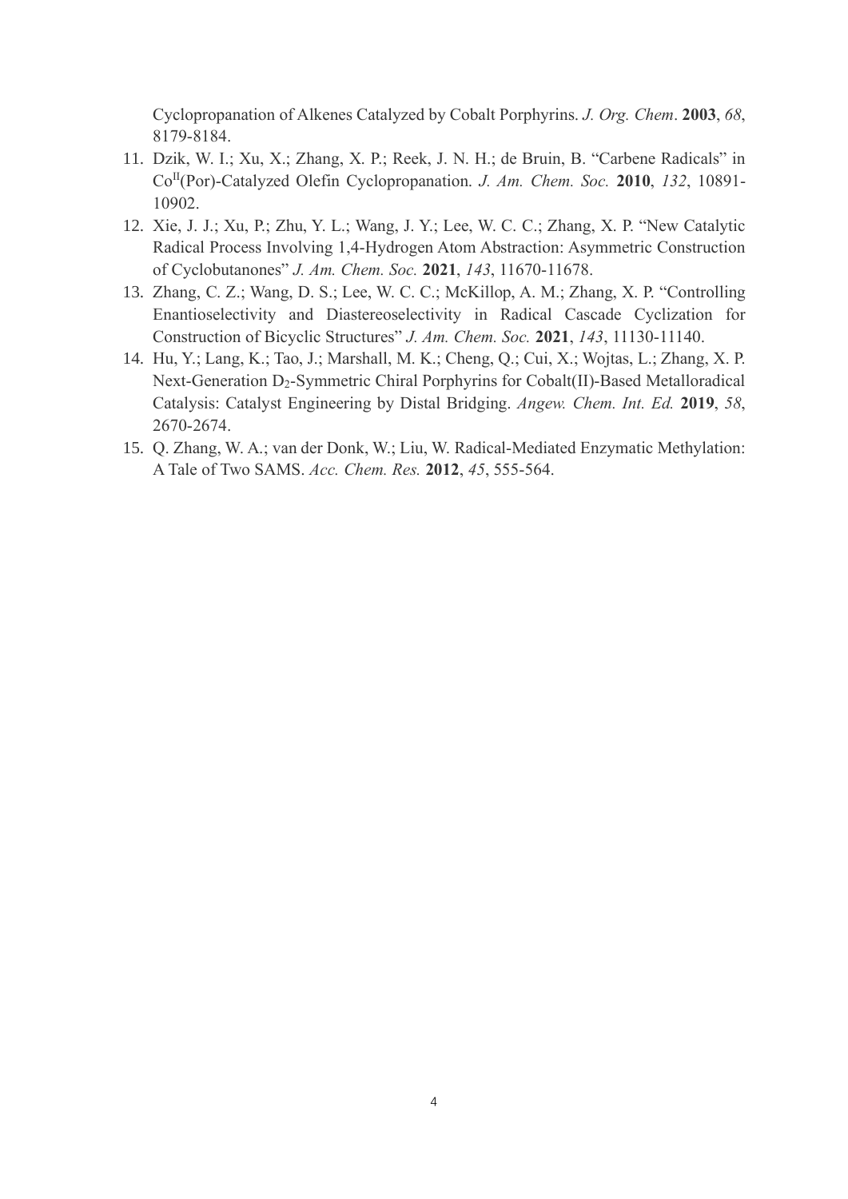Cyclopropanation of Alkenes Catalyzed by Cobalt Porphyrins. *J. Org. Chem*. **2003**, *68*, 8179-8184.

11. Dzik, W. I.; Xu, X.; Zhang, X. P.; Reek, J. N. H.; de Bruin, B. “Carbene Radicals” in $Co^{II}$(Por)-Catalyzed Olefin Cyclopropanation. *J. Am. Chem. Soc.* **2010**, *132*, 10891-10902.
12. Xie, J. J.; Xu, P.; Zhu, Y. L.; Wang, J. Y.; Lee, W. C. C.; Zhang, X. P. “New Catalytic Radical Process Involving 1,4-Hydrogen Atom Abstraction: Asymmetric Construction of Cyclobutanones” *J. Am. Chem. Soc.* **2021**, *143*, 11670-11678.
13. Zhang, C. Z.; Wang, D. S.; Lee, W. C. C.; McKillop, A. M.; Zhang, X. P. “Controlling Enantioselectivity and Diastereoselectivity in Radical Cascade Cyclization for Construction of Bicyclic Structures” *J. Am. Chem. Soc.* **2021**, *143*, 11130-11140.
14. Hu, Y.; Lang, K.; Tao, J.; Marshall, M. K.; Cheng, Q.; Cui, X.; Wojtas, L.; Zhang, X. P. Next-Generation $D_2$-Symmetric Chiral Porphyrins for Cobalt(II)-Based Metalloradical Catalysis: Catalyst Engineering by Distal Bridging. *Angew. Chem. Int. Ed.* **2019**, *58*, 2670-2674.
15. Q. Zhang, W. A.; van der Donk, W.; Liu, W. Radical-Mediated Enzymatic Methylation: A Tale of Two SAMS. *Acc. Chem. Res.* **2012**, *45*, 555-564.